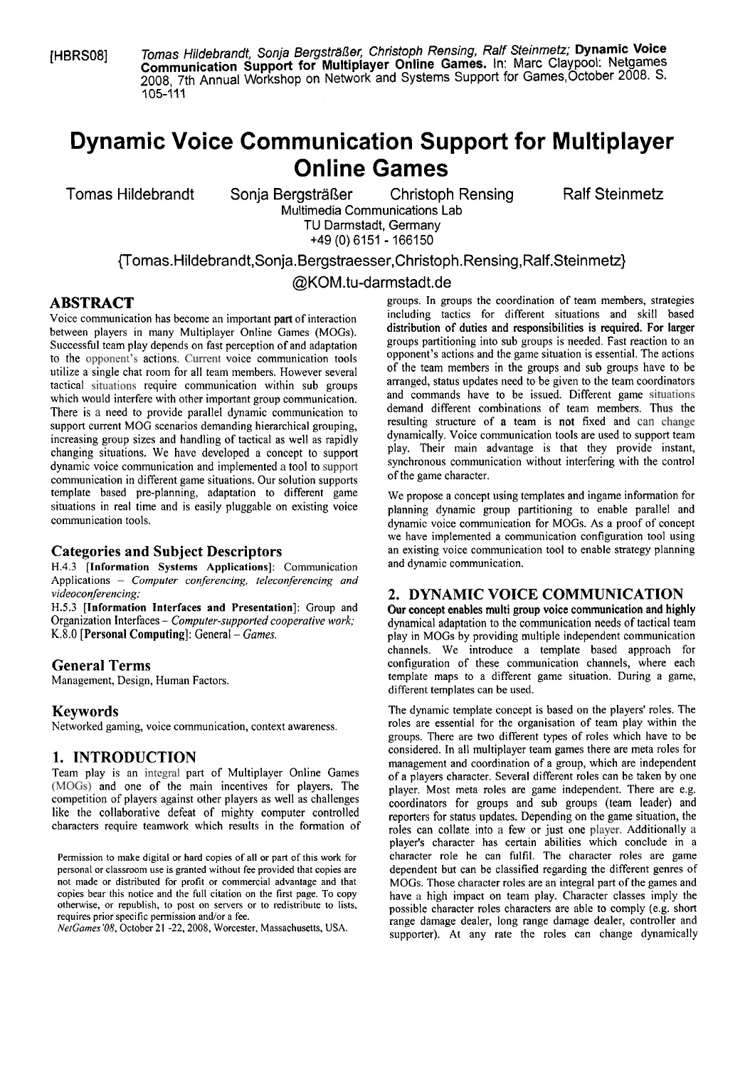[HBRS08] *Tomas Hildebrandt, Sonja Bergsträßer, Christoph Rensing, Ralf Steinmetz;* **Dynamic Voice Communication Support for Multiplayer Online Games.** In: Marc Claypool: Netgames 2008, 7th Annual Workshop on Network and Systems Support for Games,October 2008. S. 105-111

# Dynamic Voice Communication Support for Multiplayer Online Games

Tomas Hildebrandt Sonja Bergsträßer Christoph Rensing Ralf Steinmetz

Multimedia Communications Lab
TU Darmstadt, Germany
+49 (0) 6151 - 166150

{Tomas.Hildebrandt,Sonja.Bergstraesser,Christoph.Rensing,Ralf.Steinmetz}@KOM.tu-darmstadt.de

## ABSTRACT

Voice communication has become an important part of interaction between players in many Multiplayer Online Games (MOGs). Successful team play depends on fast perception of and adaptation to the opponent's actions. Current voice communication tools utilize a single chat room for all team members. However several tactical situations require communication within sub groups which would interfere with other important group communication. There is a need to provide parallel dynamic communication to support current MOG scenarios demanding hierarchical grouping, increasing group sizes and handling of tactical as well as rapidly changing situations. We have developed a concept to support dynamic voice communication and implemented a tool to support communication in different game situations. Our solution supports template based pre-planning, adaptation to different game situations in real time and is easily pluggable on existing voice communication tools.

### Categories and Subject Descriptors

H.4.3 [**Information Systems Applications**]: Communication Applications – *Computer conferencing, teleconferencing and videoconferencing;*

H.5.3 [**Information Interfaces and Presentation**]: Group and Organization Interfaces – *Computer-supported cooperative work;*
K.8.0 [**Personal Computing**]: General – *Games.*

### General Terms

Management, Design, Human Factors.

### Keywords

Networked gaming, voice communication, context awareness.

## 1. INTRODUCTION

Team play is an integral part of Multiplayer Online Games (MOGs) and one of the main incentives for players. The competition of players against other players as well as challenges like the collaborative defeat of mighty computer controlled characters require teamwork which results in the formation of groups. In groups the coordination of team members, strategies including tactics for different situations and skill based distribution of duties and responsibilities is required. For larger groups partitioning into sub groups is needed. Fast reaction to an opponent's actions and the game situation is essential. The actions of the team members in the groups and sub groups have to be arranged, status updates need to be given to the team coordinators and commands have to be issued. Different game situations demand different combinations of team members. Thus the resulting structure of a team is **not** fixed and can change dynamically. Voice communication tools are used to support team play. Their main advantage is that they provide instant, synchronous communication without interfering with the control of the game character.

We propose a concept using templates and ingame information for planning dynamic group partitioning to enable parallel and dynamic voice communication for MOGs. As a proof of concept we have implemented a communication configuration tool using an existing voice communication tool to enable strategy planning and dynamic communication.

Permission to make digital or hard copies of all or part of this work for personal or classroom use is granted without fee provided that copies are not made or distributed for profit or commercial advantage and that copies bear this notice and the full citation on the first page. To copy otherwise, or republish, to post on servers or to redistribute to lists, requires prior specific permission and/or a fee.
*NetGames'08*, October 21 -22, 2008, Worcester, Massachusetts, USA.

## 2. DYNAMIC VOICE COMMUNICATION

Our concept enables multi group voice communication and highly dynamical adaptation to the communication needs of tactical team play in MOGs by providing multiple independent communication channels. We introduce a template based approach for configuration of these communication channels, where each template maps to a different game situation. During a game, different templates can be used.

The dynamic template concept is based on the players' roles. The roles are essential for the organisation of team play within the groups. There are two different types of roles which have to be considered. In all multiplayer team games there are meta roles for management and coordination of a group, which are independent of a players character. Several different roles can be taken by one player. Most meta roles are game independent. There are e.g. coordinators for groups and sub groups (team leader) and reporters for status updates. Depending on the game situation, the roles can collate into a few or just one player. Additionally a player's character has certain abilities which conclude in a character role he can fulfil. The character roles are game dependent but can be classified regarding the different genres of MOGs. Those character roles are an integral part of the games and have a high impact on team play. Character classes imply the possible character roles characters are able to comply (e.g. short range damage dealer, long range damage dealer, controller and supporter). At any rate the roles can change dynamically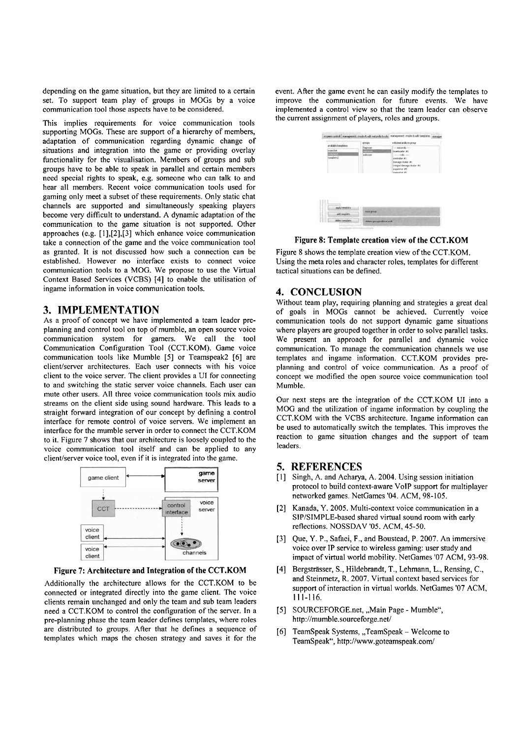depending on the game situation, but they are limited to a certain set. To support team play of groups in MOGs by a voice communication tool those aspects have to be considered.

This implies requirements for voice communication tools supporting MOGs. These are support of a hierarchy of members, adaptation of communication regarding dynamic change of situations and integration into the game or providing overlay functionality for the visualisation. Members of groups and sub groups have to be able to speak in parallel and certain members need special rights to speak, e.g. someone who can talk to and hear all members. Recent voice communication tools used for gaming only meet a subset of these requirements. Only static chat channels are supported and simultaneously speaking players become very difficult to understand. A dynamic adaptation of the communication to the game situation is not supported. Other approaches (e.g. [1],[2],[3] which enhance voice communication take a connection of the game and the voice communication tool as granted. It is not discussed how such a connection can be established. However no interface exists to connect voice communication tools to a MOG. We propose to use the Virtual Context Based Services (VCBS) [4] to enable the utilisation of ingame information in voice communication tools.

## 3. IMPLEMENTATION

As a proof of concept we have implemented a team leader pre-planning and control tool on top of mumble, an open source voice communication system for gamers. We call the tool Communication Configuration Tool (CCT.KOM). Game voice communication tools like Mumble [5] or Teamspeak2 [6] are client/server architectures. Each user connects with his voice client to the voice server. The client provides a UI for connecting to and switching the static server voice channels. Each user can mute other users. All three voice communication tools mix audio streams on the client side using sound hardware. This leads to a straight forward integration of our concept by defining a control interface for remote control of voice servers. We implement an interface for the mumble server in order to connect the CCT.KOM to it. Figure 7 shows that our architecture is loosely coupled to the voice communication tool itself and can be applied to any client/server voice tool, even if it is integrated into the game.

game client
game server
CCT
control interface
voice server
voice client
voice client
channels

**Figure 7: Architecture and Integration of the CCT.KOM**

Additionally the architecture allows for the CCT.KOM to be connected or integrated directly into the game client. The voice clients remain unchanged and only the team and sub team leaders need a CCT.KOM to control the configuration of the server. In a pre-planning phase the team leader defines templates, where roles are distributed to groups. After that he defines a sequence of templates which maps the chosen strategy and saves it for the event. After the game event he can easily modify the templates to improve the communication for future events. We have implemented a control view so that the team leader can observe the current assignment of players, roles and groups.

**Figure 8: Template creation view of the CCT.KOM**

Figure 8 shows the template creation view of the CCT.KOM. Using the meta roles and character roles, templates for different tactical situations can be defined.

## 4. CONCLUSION

Without team play, requiring planning and strategies a great deal of goals in MOGs cannot be achieved. Currently voice communication tools do not support dynamic game situations where players are grouped together in order to solve parallel tasks. We present an approach for parallel and dynamic voice communication. To manage the communication channels we use templates and ingame information. CCT.KOM provides pre-planning and control of voice communication. As a proof of concept we modified the open source voice communication tool Mumble.

Our next steps are the integration of the CCT.KOM UI into a MOG and the utilization of ingame information by coupling the CCT.KOM with the VCBS architecture. Ingame information can be used to automatically switch the templates. This improves the reaction to game situation changes and the support of team leaders.

## 5. REFERENCES

[1] Singh, A. and Acharya, A. 2004. Using session initiation protocol to build context-aware VoIP support for multiplayer networked games. NetGames '04. ACM, 98-105.

[2] Kanada, Y. 2005. Multi-context voice communication in a SIP/SIMPLE-based shared virtual sound room with early reflections. NOSSDAV '05. ACM, 45-50.

[3] Que, Y. P., Safaei, F., and Boustead, P. 2007. An immersive voice over IP service to wireless gaming: user study and impact of virtual world mobility. NetGames '07 ACM, 93-98.

[4] Bergsträsser, S., Hildebrandt, T., Lehmann, L., Rensing, C., and Steinmetz, R. 2007. Virtual context based services for support of interaction in virtual worlds. NetGames '07 ACM, 111-116.

[5] SOURCEFORGE.net, „Main Page - Mumble", http://mumble.sourceforge.net/

[6] TeamSpeak Systems, „TeamSpeak – Welcome to TeamSpeak", http://www.goteamspeak.com/